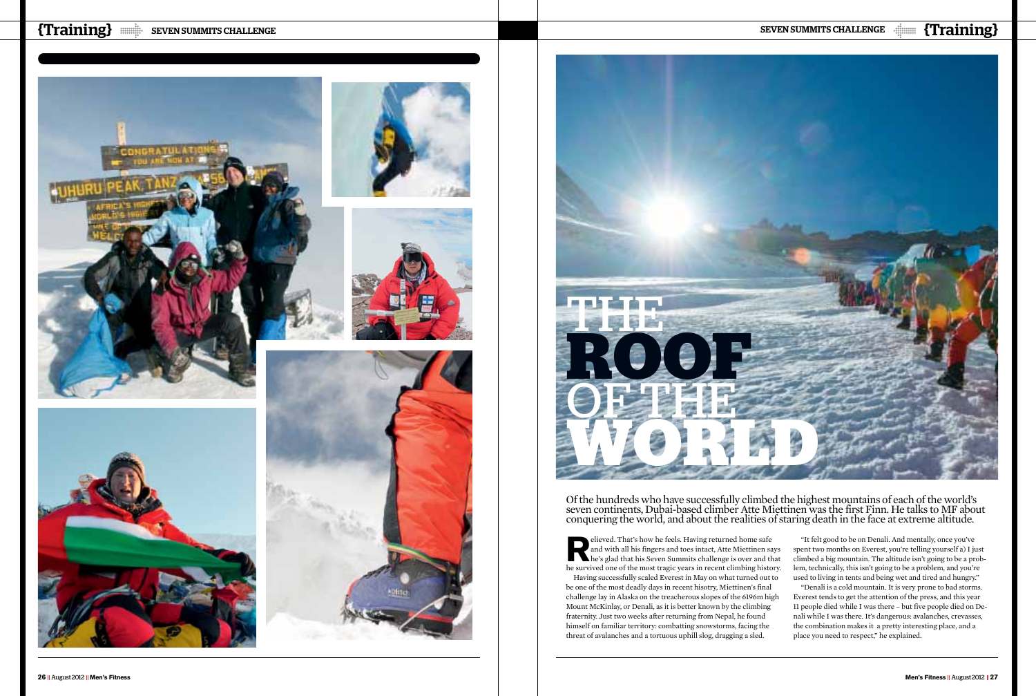# THE ROOF OF THE WORLD

Of the hundreds who have successfully climbed the highest mountains of each of the world's seven continents, Dubai-based climber Atte Miettinen was the first Finn. He talks to MF about conquering the world, and about the realities of staring death in the face at extreme altitude.

Relieved. That's how he feels. Having returned home safe and with all his fingers and toes intact, Atte Miettinen says he's glad that his Seven Summits challenge is over and that he survived one of the most tragic years in recent climbing history.

Having successfully scaled Everest in May on what turned out to be one of the most deadly days in recent hisotry, Miettinen's final challenge lay in Alaska on the treacherous slopes of the 6196m high Mount McKinlay, or Denali, as it is better known by the climbing fraternity. Just two weeks after returning from Nepal, he found himself on familiar territory: combatting snowstorms, facing the threat of avalanches and a tortuous uphill slog, dragging a sled.

"It felt good to be on Denali. And mentally, once you've spent two months on Everest, you're telling yourself a) I just climbed a big mountain. The altitude isn't going to be a problem, technically, this isn't going to be a problem, and you're used to living in tents and being wet and tired and hungry."

"Denali is a cold mountain. It is very prone to bad storms. Everest tends to get the attention of the press, and this year 11 people died while I was there – but five people died on Denali while I was there. It's dangerous: avalanches, crevasses, the combination makes it a pretty interesting place, and a place you need to respect," he explained.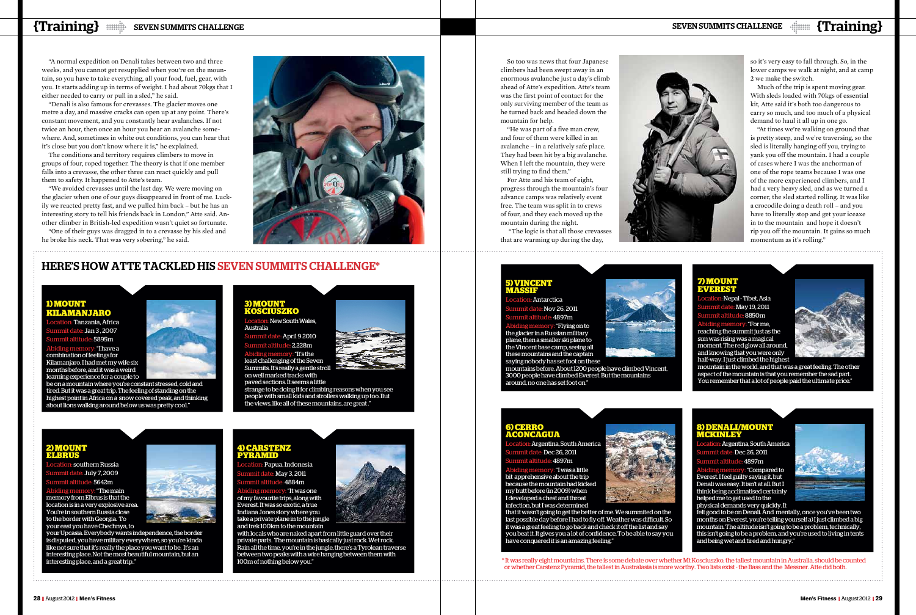"A normal expedition on Denali takes between two and three weeks, and you cannot get resupplied when you're on the mountain, so you have to take everything, all your food, fuel, gear, with you. It starts adding up in terms of weight. I had about 70kgs that I either needed to carry or pull in a sled," he said.

"Denali is also famous for crevasses. The glacier moves one metre a day, and massive cracks can open up at any point. There's constant movement, and you constantly hear avalanches. If not twice an hour, then once an hour you hear an avalanche somewhere. And, sometimes in white out conditions, you can hear that it's close but you don't know where it is," he explained.

The conditions and territory requires climbers to move in groups of four, roped together. The theory is that if one member falls into a crevasse, the other three can react quickly and pull them to safety. It happened to Atte's team.

"We avoided crevasses until the last day. We were moving on the glacier when one of our guys disappeared in front of me. Luckily we reacted pretty fast, and we pulled him back – but he has an interesting story to tell his friends back in London," Atte said. Another climber in British-led expedition wasn't quiet so fortunate.

"One of their guys was dragged in to a crevasse by his sled and he broke his neck. That was very sobering," he said.

So too was news that four Japanese climbers had been swept away in an enormous avalanche just a day's climb ahead of Atte's expedition. Atte's team was the first point of contact for the only surviving member of the team as he turned back and headed down the mountain for help.

"He was part of a five man crew, and four of them were killed in an avalanche – in a relatively safe place. They had been hit by a big avalanche. When I left the mountain, they were still trying to find them."

For Atte and his team of eight, progress through the mountain's four advance camps was relatively event free. The team was split in to crews of four, and they each moved up the mountain during the night.

"The logic is that all those crevasses that are warming up during the day, so it's very easy to fall through. So, in the lower camps we walk at night, and at camp 2 we make the switch.

Much of the trip is spent moving gear. With sleds loaded with 70kgs of essential kit, Atte said it's both too dangerous to carry so much, and too much of a physical demand to haul it all up in one go.

"At times we're walking on ground that is pretty steep, and we're traversing, so the sled is literally hanging off you, trying to yank you off the mountain. I had a couple of cases where I was the anchorman of one of the rope teams because I was one of the more experienced climbers, and I had a very heavy sled, and as we turned a corner, the sled started rolling. It was like a crocodile doing a death roll – and you have to literally stop and get your iceaxe in to the mountain and hope it doesn't rip you off the mountain. It gains so much momentum as it's rolling."

## HERE'S HOW ATTE TACKLED HIS SEVEN SUMMITS CHALLENGE*

### 1) MOUNT KILAMANJARO

Location: Tanzania, Africa
Summit date: Jan 3 , 2007
Summit altitude: 5895m
Abiding memory: "I have a combination of feelings for Kilamanjaro. I had met my wife six months before, and it was a weird learning experience for a couple to be on a mountain where you're constant stressed, cold and tired. But it was a great trip. The feeling of standing on the highest point in Africa on a snow covered peak, and thinking about lions walking around below us was pretty cool."

### 2) MOUNT ELBRUS

Location: southern Russia
Summit date: July 7, 2009
Summit altitude: 5642m
Abiding memory: "The main memory from Elbrus is that the location is in a very explosive area. You're in southern Russia close to the border with Georgia. To your east you have Chechnya, to your Upcasia. Everybody wants independence, the border is disputed, you have military everywhere, so you're kinda like not sure that it's really the place you want to be. It's an interesting place. Not the most beautiful mountain, but an interesting place, and a great trip."

### 3) MOUNT KOSCIUSZKO

Location: New South Wales, Australia
Summit date: April 9 2010
Summit altitude: 2,228m
Abiding memory: "It's the least challenging of the Seven Summits. It's really a gentle stroll on well marked tracks with paved sections. It seems a little strange to be doing it for climbing reasons when you see people with small kids and strollers walking up too. But the views, like all of these mountains, are great."

### 4) CARSTENZ PYRAMID

Location: Papua, Indonesia
Summit date: May 3, 2011
Summit altitude: 4884m
Abiding memory: "It was one of my favourite trips, along with Everest. It was so exotic, a true Indiana Jones story where you take a private plane in to the jungle and trek 100km to the mountain with locals who are naked apart from little guard over their private parts. The mountain is basically just rock. Wet rock. Rain all the time, you're in the jungle, there's a Tyrolean traverse between two peaks with a wire hanging between them with 100m of nothing below you."

### 5) VINCENT MASSIF

Location: Antarctica
Summit date: Nov 26, 2011
Summit altitude: 4897m
Abiding memory: "Flying on to the glacier in a Russian military plane, then a smaller ski plane to the Vincent base camp, seeing all these mountains and the captain saying nobody has set foot on these mountains before. About 1200 people have climbed Vincent, 3000 people have climbed Everest. But the mountains around, no one has set foot on."

### 6) CERRO ACONCAGUA

Location: Argentina, South America
Summit date: Dec 26, 2011
Summit altitude: 4897m
Abiding memory: "I was a little bit apprehensive about the trip because the mountain had kicked my butt before (in 2009) when I developed a chest and throat infection, but I was determined that it wasn't going to get the better of me. We summited on the last possible day before I had to fly off. Weather was difficult. So it was a great feeling to go back and check it off the list and say you beat it. It gives you a lot of confidence. To be able to say you have conquered it is an amazing feeling."

### 7) MOUNT EVEREST

Location: Nepal - Tibet, Asia
Summit date: May 19, 2011
Summit altitude: 8850m
Abiding memory: "For me, reaching the summit just as the sun was rising was a magical moment. The red glow all around, and knowing that you were only half-way. I just climbed the highest mountain in the world, and that was a great feeling. The other aspect of the mountain is that you remember the sad part. You remember that a lot of people paid the ultimate price."

### 8) DENALI/MOUNT MCKINLEY

Location: Argentina, South America
Summit date: Dec 26, 2011
Summit altitude: 4897m
Abiding memory: "Compared to Everest, I feel guilty saying it, but Denali was easy. It isn't at all. But I think being acclimatised certainly helped me to get used to the physical demands very quickly. It felt good to be on Denali. And mentally, once you've been two months on Everest, you're telling yourself a) I just climbed a big mountain. The altitude isn't going to be a problem, technically, this isn't going to be a problem, and you're used to living in tents and being wet and tired and hungry."

* It was really eight mountains. There is some debate over whether Mt Kosciuszko, the tallest mountain in Australia, should be counted or whether Carstenz Pyramid, the tallest in Australasia is more worthy. Two lists exist - the Bass and the Messner. Atte did both.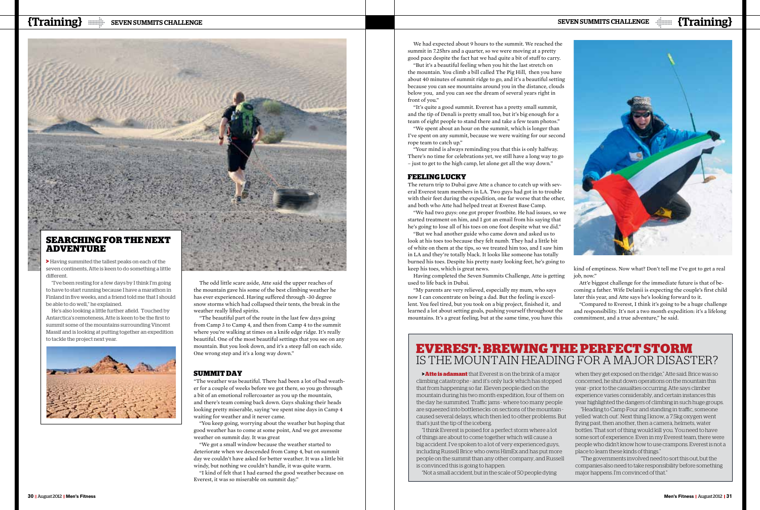## SEARCHING FOR THE NEXT ADVENTURE

**>** Having summited the tallest peaks on each of the seven continents, Atte is keen to do something a little different.

"I've been resting for a few days by I think I'm going to have to start running because I have a marathon in Finland in five weeks, and a friend told me that I should be able to do well," he explained.

He's also looking a little further afield. Touched by Antarctica's remoteness, Atte is keen to be the first to summit some of the mountains surrounding Vincent Massif and is looking at putting together an expedition to tackle the project next year.

The odd little scare aside, Atte said the upper reaches of the mountain gave him some of the best climbing weather he has ever experienced. Having suffered through -30 degree snow storms which had collapsed their tents, the break in the weather really lifted spirits.

"The beautiful part of the route in the last few days going from Camp 3 to Camp 4, and then from Camp 4 to the summit where you're walking at times on a knife edge ridge. It's really beautiful. One of the most beautiful settings that you see on any mountain. But you look down, and it's a steep fall on each side. One wrong step and it's a long way down."

### SUMMIT DAY

"The weather was beautiful. There had been a lot of bad weather for a couple of weeks before we got there, so you go through a bit of an emotional rollercoaster as you up the mountain, and there's team coming back down. Guys shaking their heads looking pretty miserable, saying 'we spent nine days in Camp 4 waiting for weather and it never came.

"You keep going, worrying about the weather but hoping that good weather has to come at some point, And we got awesome weather on summit day. It was great

"We got a small window because the weather started to deteriorate when we descended from Camp 4, but on summit day we couldn't have asked for better weather. It was a little bit windy, but nothing we couldn't handle, it was quite warm.

"I kind of felt that I had earned the good weather because on Everest, it was so miserable on summit day."

We had expected about 9 hours to the summit. We reached the summit in 7.25hrs and a quarter, so we were moving at a pretty good pace despite the fact hat we had quite a bit of stuff to carry.

"But it's a beautiful feeling when you hit the last stretch on the mountain. You climb a bill called The Pig Hill, then you have about 40 minutes of summit ridge to go, and it's a beautiful setting because you can see mountains around you in the distance, clouds below you, and you can see the dream of several years right in front of you."

"It's quite a good summit. Everest has a pretty small summit, and the tip of Denali is pretty small too, but it's big enough for a team of eight people to stand there and take a few team photos."

"We spent about an hour on the summit, which is longer than I've spent on any summit, because we were waiting for our second rope team to catch up."

"Your mind is always reminding you that this is only halfway. There's no time for celebrations yet, we still have a long way to go – just to get to the high camp, let alone get all the way down."

### FEELING LUCKY

The return trip to Dubai gave Atte a chance to catch up with several Everest team members in LA. Two guys had got in to trouble with their feet during the expedition, one far worse that the other, and both who Atte had helped treat at Everest Base Camp.

"We had two guys: one got proper frostbite. He had issues, so we started treatment on him, and I got an email from his saying that he's going to lose all of his toes on one foot despite what we did."

"But we had another guide who came down and asked us to look at his toes too because they felt numb. They had a little bit of white on them at the tips, so we treated him too, and I saw him in LA and they're totally black. It looks like someone has totally burned his toes. Despite his pretty nasty looking feet, he's going to keep his toes, which is great news.

Having completed the Seven Summits Challenge, Atte is getting used to life back in Dubai.

"My parents are very relieved, especially my mum, who says now I can concentrate on being a dad. But the feeling is excellent. You feel tired, but you took on a big project, finished it, and learned a lot about setting goals, pushing yourself throughout the mountains. It's a great feeling, but at the same time, you have this kind of emptiness. Now what? Don't tell me I've got to get a real job, now."

Att'e biggest challenge for the immediate future is that of becoming a father. Wife Delanii is expecting the couple's first child later this year, and Atte says he's looking forward to it.

"Compared to Everest, I think it's going to be a huge challenge and responsibility. It's not a two month expedition: it's a lifelong commitment, and a true adventure," he said.

## EVEREST: BREWING THE PERFECT STORM
### IS THE MOUNTAIN HEADING FOR A MAJOR DISASTER?

**> Atte is adamant** that Everest is on the brink of a major climbing catastrophe - and it's only luck which has stopped that from happening so far. Eleven people died on the mountain during his two month expedition, four of them on the day he summited. Traffic jams - where too many people are squeezed into bottlenecks on sections of the mountain - caused several delays, which then led to other problems. But that's just the tip of the iceberg.

"I think Everest is poised for a perfect storm where a lot of things are about to come together which will cause a big accident. I've spoken to a lot of very experienced guys, including Russell Brice who owns HimEx and has put more people on the summit than any other company, and Russell is convinced this is going to happen.

"Not a small accident, but in the scale of 50 people dying when they get exposed on the ridge," Atte said. Brice was so concerned, he shut down operations on the mountain this year - prior to the casualties occurring. Atte says climber experience varies considerably, and certain instances this year highlighted the dangers of climbing in such huge groups.

"Heading to Camp Four and standing in traffic, someone yelled 'watch out'. Next thing I know, a 7.5kg oxygen went flying past, then another, then a camera, helmets, water bottles. That sort of thing would kill you. You need to have some sort of experience. Even in my Everest team, there were people who didn't know how to use crampons. Everest is not a place to learn these kinds of things."

"The governments involved need to sort this out, but the companies also need to take responsibility before something major happens. I'm convinced of that."